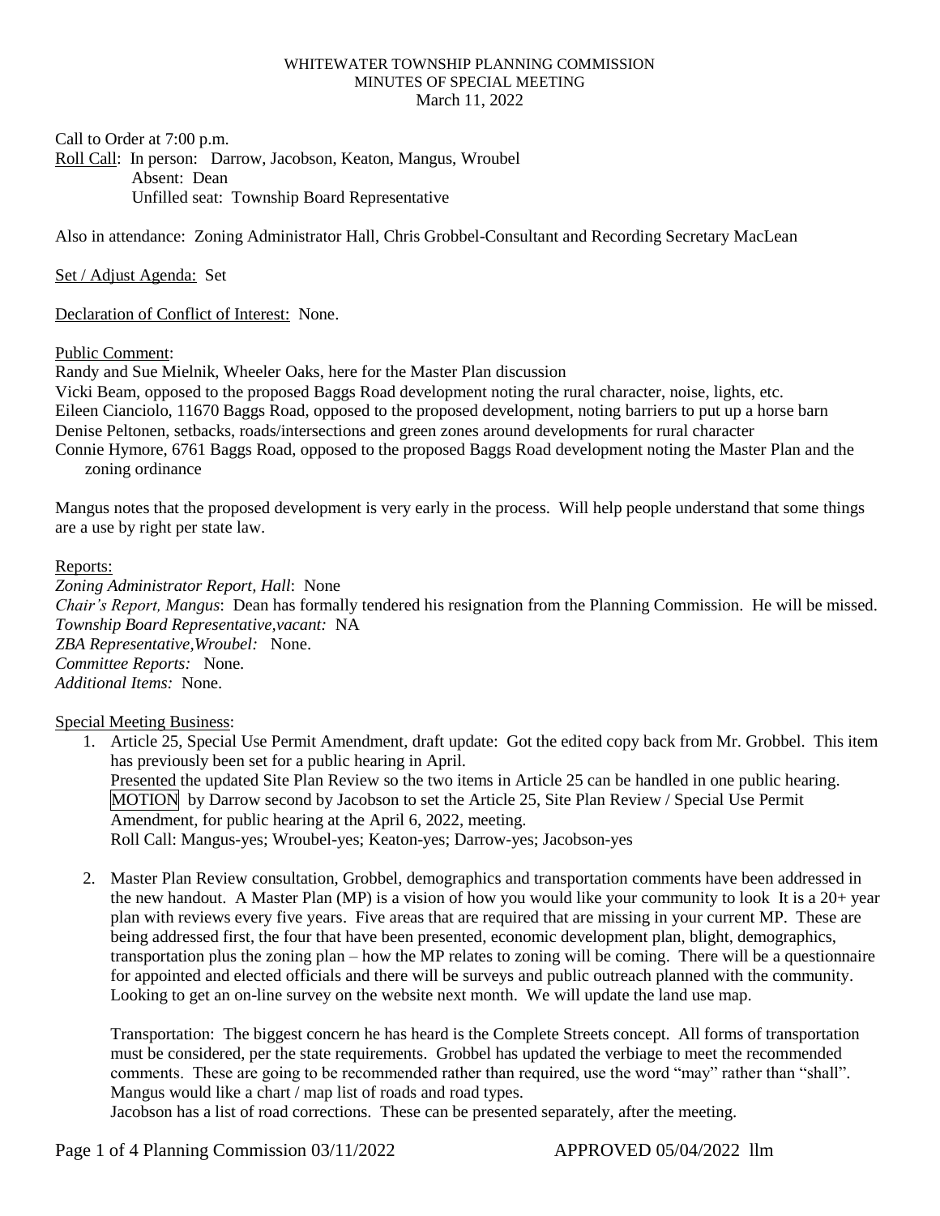WHITEWATER TOWNSHIP PLANNING COMMISSION
MINUTES OF SPECIAL MEETING
March 11, 2022

Call to Order at 7:00 p.m.
Roll Call: In person: Darrow, Jacobson, Keaton, Mangus, Wroubel
Absent: Dean
Unfilled seat: Township Board Representative

Also in attendance: Zoning Administrator Hall, Chris Grobbel-Consultant and Recording Secretary MacLean

Set / Adjust Agenda: Set

Declaration of Conflict of Interest: None.

Public Comment:
Randy and Sue Mielnik, Wheeler Oaks, here for the Master Plan discussion
Vicki Beam, opposed to the proposed Baggs Road development noting the rural character, noise, lights, etc.
Eileen Cianciolo, 11670 Baggs Road, opposed to the proposed development, noting barriers to put up a horse barn
Denise Peltonen, setbacks, roads/intersections and green zones around developments for rural character
Connie Hymore, 6761 Baggs Road, opposed to the proposed Baggs Road development noting the Master Plan and the zoning ordinance

Mangus notes that the proposed development is very early in the process. Will help people understand that some things are a use by right per state law.

Reports:
*Zoning Administrator Report, Hall*: None
*Chair's Report, Mangus*: Dean has formally tendered his resignation from the Planning Commission. He will be missed.
*Township Board Representative,vacant:* NA
*ZBA Representative,Wroubel:* None.
*Committee Reports:* None.
*Additional Items:* None.

Special Meeting Business:

1. Article 25, Special Use Permit Amendment, draft update: Got the edited copy back from Mr. Grobbel. This item has previously been set for a public hearing in April.
   Presented the updated Site Plan Review so the two items in Article 25 can be handled in one public hearing.
   MOTION by Darrow second by Jacobson to set the Article 25, Site Plan Review / Special Use Permit Amendment, for public hearing at the April 6, 2022, meeting.
   Roll Call: Mangus-yes; Wroubel-yes; Keaton-yes; Darrow-yes; Jacobson-yes

2. Master Plan Review consultation, Grobbel, demographics and transportation comments have been addressed in the new handout. A Master Plan (MP) is a vision of how you would like your community to look It is a 20+ year plan with reviews every five years. Five areas that are required that are missing in your current MP. These are being addressed first, the four that have been presented, economic development plan, blight, demographics, transportation plus the zoning plan – how the MP relates to zoning will be coming. There will be a questionnaire for appointed and elected officials and there will be surveys and public outreach planned with the community. Looking to get an on-line survey on the website next month. We will update the land use map.

   Transportation: The biggest concern he has heard is the Complete Streets concept. All forms of transportation must be considered, per the state requirements. Grobbel has updated the verbiage to meet the recommended comments. These are going to be recommended rather than required, use the word "may" rather than "shall". Mangus would like a chart / map list of roads and road types.
   Jacobson has a list of road corrections. These can be presented separately, after the meeting.

APPROVED 05/04/2022 llm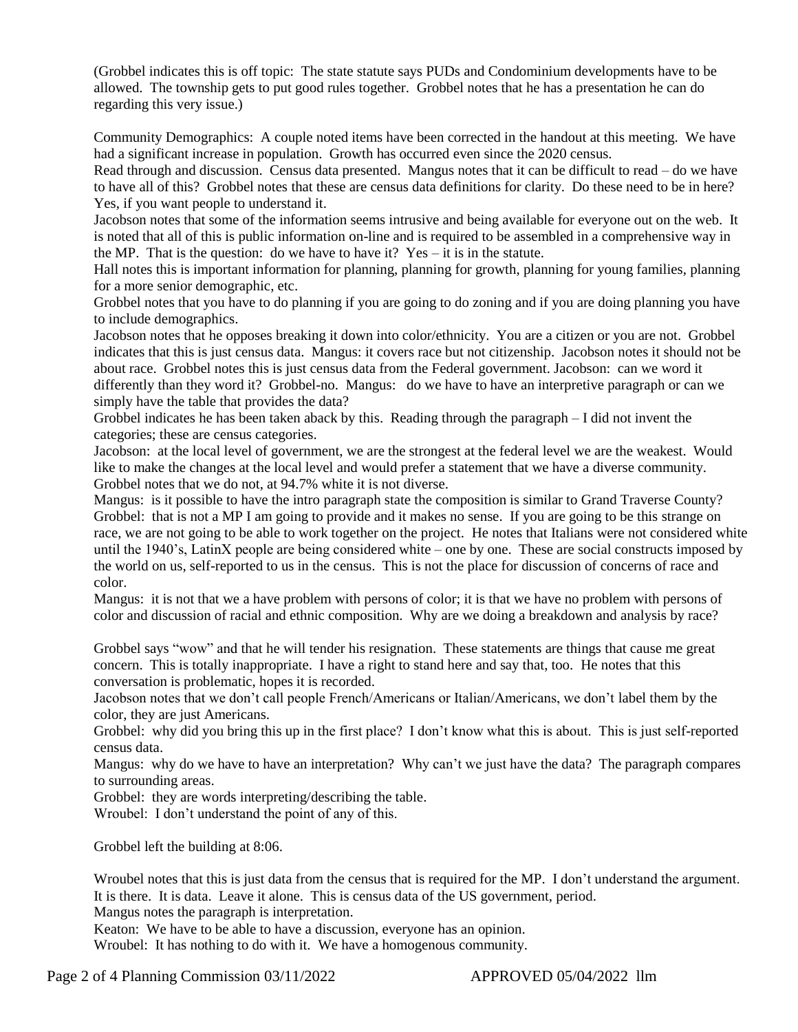(Grobbel indicates this is off topic: The state statute says PUDs and Condominium developments have to be allowed. The township gets to put good rules together. Grobbel notes that he has a presentation he can do regarding this very issue.)

Community Demographics: A couple noted items have been corrected in the handout at this meeting. We have had a significant increase in population. Growth has occurred even since the 2020 census.
Read through and discussion. Census data presented. Mangus notes that it can be difficult to read – do we have to have all of this? Grobbel notes that these are census data definitions for clarity. Do these need to be in here? Yes, if you want people to understand it.
Jacobson notes that some of the information seems intrusive and being available for everyone out on the web. It is noted that all of this is public information on-line and is required to be assembled in a comprehensive way in the MP. That is the question: do we have to have it? Yes – it is in the statute.
Hall notes this is important information for planning, planning for growth, planning for young families, planning for a more senior demographic, etc.
Grobbel notes that you have to do planning if you are going to do zoning and if you are doing planning you have to include demographics.
Jacobson notes that he opposes breaking it down into color/ethnicity. You are a citizen or you are not. Grobbel indicates that this is just census data. Mangus: it covers race but not citizenship. Jacobson notes it should not be about race. Grobbel notes this is just census data from the Federal government. Jacobson: can we word it differently than they word it? Grobbel-no. Mangus: do we have to have an interpretive paragraph or can we simply have the table that provides the data?
Grobbel indicates he has been taken aback by this. Reading through the paragraph – I did not invent the categories; these are census categories.
Jacobson: at the local level of government, we are the strongest at the federal level we are the weakest. Would like to make the changes at the local level and would prefer a statement that we have a diverse community. Grobbel notes that we do not, at 94.7% white it is not diverse.
Mangus: is it possible to have the intro paragraph state the composition is similar to Grand Traverse County? Grobbel: that is not a MP I am going to provide and it makes no sense. If you are going to be this strange on race, we are not going to be able to work together on the project. He notes that Italians were not considered white until the 1940's, LatinX people are being considered white – one by one. These are social constructs imposed by the world on us, self-reported to us in the census. This is not the place for discussion of concerns of race and color.
Mangus: it is not that we a have problem with persons of color; it is that we have no problem with persons of color and discussion of racial and ethnic composition. Why are we doing a breakdown and analysis by race?

Grobbel says "wow" and that he will tender his resignation. These statements are things that cause me great concern. This is totally inappropriate. I have a right to stand here and say that, too. He notes that this conversation is problematic, hopes it is recorded.
Jacobson notes that we don't call people French/Americans or Italian/Americans, we don't label them by the color, they are just Americans.
Grobbel: why did you bring this up in the first place? I don't know what this is about. This is just self-reported census data.
Mangus: why do we have to have an interpretation? Why can't we just have the data? The paragraph compares to surrounding areas.
Grobbel: they are words interpreting/describing the table.
Wroubel: I don't understand the point of any of this.

Grobbel left the building at 8:06.

Wroubel notes that this is just data from the census that is required for the MP. I don't understand the argument. It is there. It is data. Leave it alone. This is census data of the US government, period.
Mangus notes the paragraph is interpretation.
Keaton: We have to be able to have a discussion, everyone has an opinion.
Wroubel: It has nothing to do with it. We have a homogenous community.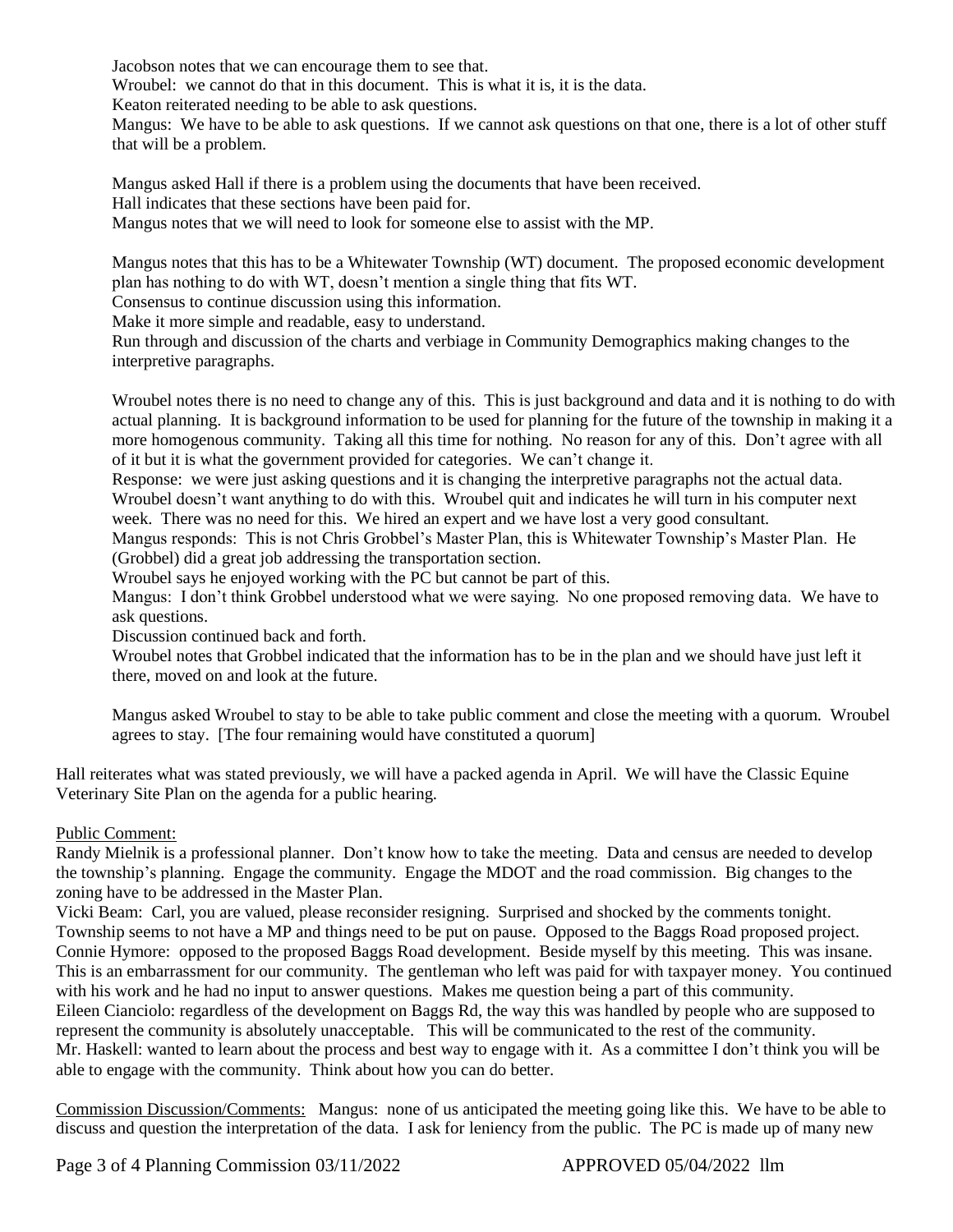Jacobson notes that we can encourage them to see that.
Wroubel: we cannot do that in this document. This is what it is, it is the data.
Keaton reiterated needing to be able to ask questions.
Mangus: We have to be able to ask questions. If we cannot ask questions on that one, there is a lot of other stuff that will be a problem.

Mangus asked Hall if there is a problem using the documents that have been received.
Hall indicates that these sections have been paid for.
Mangus notes that we will need to look for someone else to assist with the MP.

Mangus notes that this has to be a Whitewater Township (WT) document. The proposed economic development plan has nothing to do with WT, doesn't mention a single thing that fits WT.
Consensus to continue discussion using this information.
Make it more simple and readable, easy to understand.
Run through and discussion of the charts and verbiage in Community Demographics making changes to the interpretive paragraphs.

Wroubel notes there is no need to change any of this. This is just background and data and it is nothing to do with actual planning. It is background information to be used for planning for the future of the township in making it a more homogenous community. Taking all this time for nothing. No reason for any of this. Don't agree with all of it but it is what the government provided for categories. We can't change it.
Response: we were just asking questions and it is changing the interpretive paragraphs not the actual data.
Wroubel doesn't want anything to do with this. Wroubel quit and indicates he will turn in his computer next week. There was no need for this. We hired an expert and we have lost a very good consultant.
Mangus responds: This is not Chris Grobbel's Master Plan, this is Whitewater Township's Master Plan. He (Grobbel) did a great job addressing the transportation section.
Wroubel says he enjoyed working with the PC but cannot be part of this.
Mangus: I don't think Grobbel understood what we were saying. No one proposed removing data. We have to ask questions.
Discussion continued back and forth.
Wroubel notes that Grobbel indicated that the information has to be in the plan and we should have just left it there, moved on and look at the future.

Mangus asked Wroubel to stay to be able to take public comment and close the meeting with a quorum. Wroubel agrees to stay. [The four remaining would have constituted a quorum]

Hall reiterates what was stated previously, we will have a packed agenda in April. We will have the Classic Equine Veterinary Site Plan on the agenda for a public hearing.

Public Comment:

Randy Mielnik is a professional planner. Don't know how to take the meeting. Data and census are needed to develop the township's planning. Engage the community. Engage the MDOT and the road commission. Big changes to the zoning have to be addressed in the Master Plan.
Vicki Beam: Carl, you are valued, please reconsider resigning. Surprised and shocked by the comments tonight. Township seems to not have a MP and things need to be put on pause. Opposed to the Baggs Road proposed project.
Connie Hymore: opposed to the proposed Baggs Road development. Beside myself by this meeting. This was insane. This is an embarrassment for our community. The gentleman who left was paid for with taxpayer money. You continued with his work and he had no input to answer questions. Makes me question being a part of this community.
Eileen Cianciolo: regardless of the development on Baggs Rd, the way this was handled by people who are supposed to represent the community is absolutely unacceptable. This will be communicated to the rest of the community.
Mr. Haskell: wanted to learn about the process and best way to engage with it. As a committee I don't think you will be able to engage with the community. Think about how you can do better.

Commission Discussion/Comments: Mangus: none of us anticipated the meeting going like this. We have to be able to discuss and question the interpretation of the data. I ask for leniency from the public. The PC is made up of many new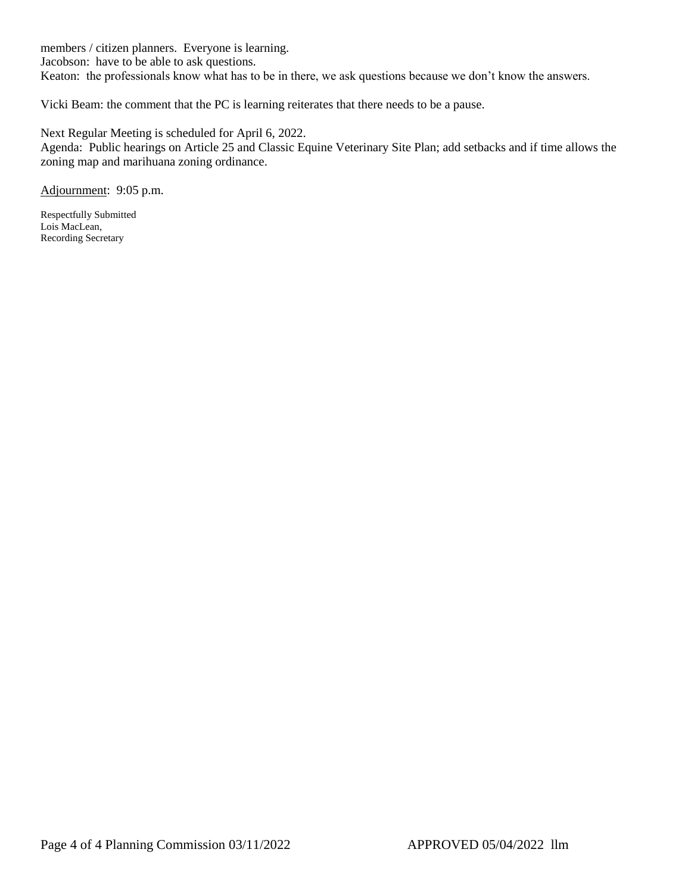members / citizen planners. Everyone is learning.
Jacobson: have to be able to ask questions.
Keaton: the professionals know what has to be in there, we ask questions because we don't know the answers.

Vicki Beam: the comment that the PC is learning reiterates that there needs to be a pause.

Next Regular Meeting is scheduled for April 6, 2022.
Agenda: Public hearings on Article 25 and Classic Equine Veterinary Site Plan; add setbacks and if time allows the zoning map and marihuana zoning ordinance.

Adjournment: 9:05 p.m.

Respectfully Submitted
Lois MacLean,
Recording Secretary

APPROVED 05/04/2022 llm